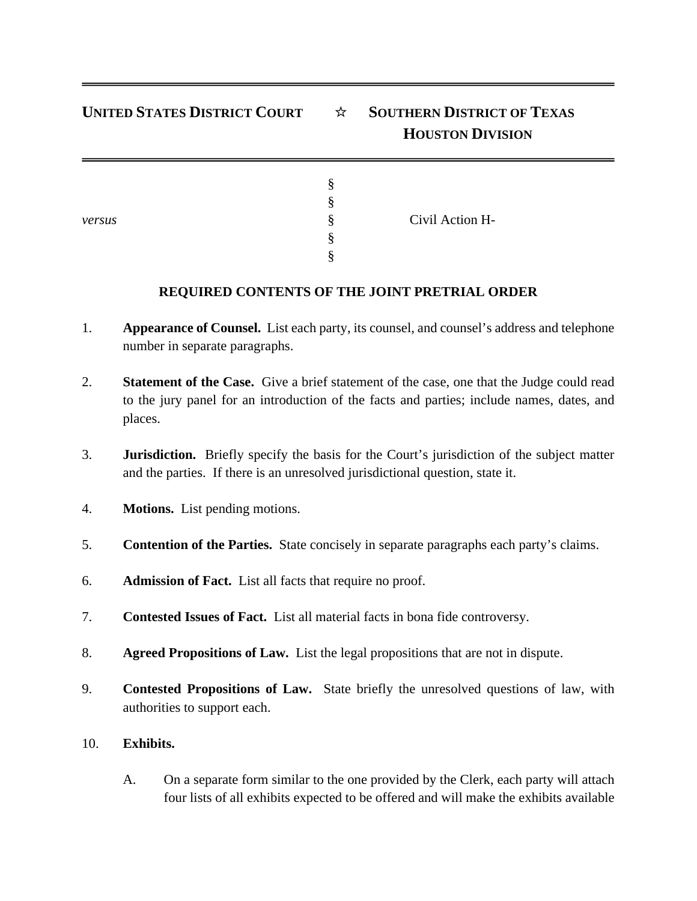**UNITED STATES DISTRICT COURT** ☆ **SOUTHERN DISTRICT OF TEXAS**
**HOUSTON DIVISION**

---

| | | |
|---|---|---|
| | § | |
| | § | |
| *versus* | § | Civil Action H- |
| | § | |
| | § | |

**REQUIRED CONTENTS OF THE JOINT PRETRIAL ORDER**

1. **Appearance of Counsel.** List each party, its counsel, and counsel's address and telephone number in separate paragraphs.

2. **Statement of the Case.** Give a brief statement of the case, one that the Judge could read to the jury panel for an introduction of the facts and parties; include names, dates, and places.

3. **Jurisdiction.** Briefly specify the basis for the Court's jurisdiction of the subject matter and the parties. If there is an unresolved jurisdictional question, state it.

4. **Motions.** List pending motions.

5. **Contention of the Parties.** State concisely in separate paragraphs each party's claims.

6. **Admission of Fact.** List all facts that require no proof.

7. **Contested Issues of Fact.** List all material facts in bona fide controversy.

8. **Agreed Propositions of Law.** List the legal propositions that are not in dispute.

9. **Contested Propositions of Law.** State briefly the unresolved questions of law, with authorities to support each.

10. **Exhibits.**

    A. On a separate form similar to the one provided by the Clerk, each party will attach four lists of all exhibits expected to be offered and will make the exhibits available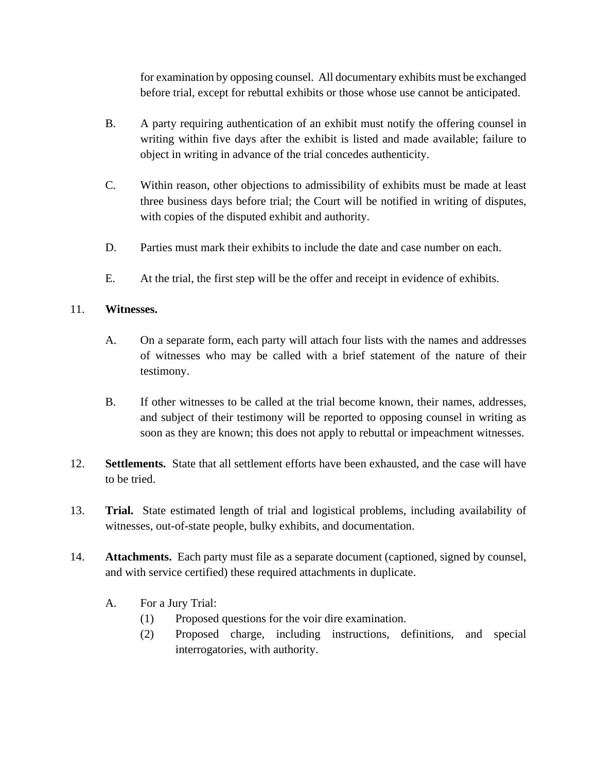for examination by opposing counsel. All documentary exhibits must be exchanged before trial, except for rebuttal exhibits or those whose use cannot be anticipated.

B. A party requiring authentication of an exhibit must notify the offering counsel in writing within five days after the exhibit is listed and made available; failure to object in writing in advance of the trial concedes authenticity.

C. Within reason, other objections to admissibility of exhibits must be made at least three business days before trial; the Court will be notified in writing of disputes, with copies of the disputed exhibit and authority.

D. Parties must mark their exhibits to include the date and case number on each.

E. At the trial, the first step will be the offer and receipt in evidence of exhibits.

11. **Witnesses.**

A. On a separate form, each party will attach four lists with the names and addresses of witnesses who may be called with a brief statement of the nature of their testimony.

B. If other witnesses to be called at the trial become known, their names, addresses, and subject of their testimony will be reported to opposing counsel in writing as soon as they are known; this does not apply to rebuttal or impeachment witnesses.

12. **Settlements.** State that all settlement efforts have been exhausted, and the case will have to be tried.

13. **Trial.** State estimated length of trial and logistical problems, including availability of witnesses, out-of-state people, bulky exhibits, and documentation.

14. **Attachments.** Each party must file as a separate document (captioned, signed by counsel, and with service certified) these required attachments in duplicate.

A. For a Jury Trial:
   (1) Proposed questions for the voir dire examination.
   (2) Proposed charge, including instructions, definitions, and special interrogatories, with authority.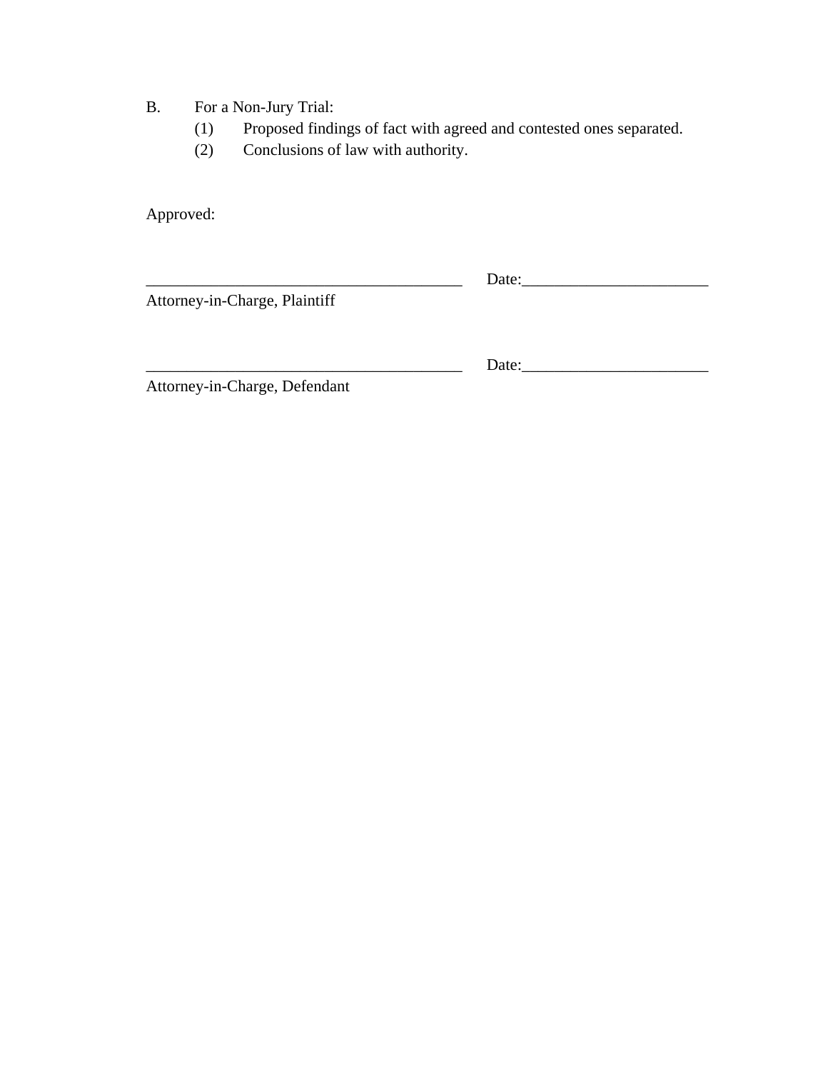B. For a Non-Jury Trial:

(1) Proposed findings of fact with agreed and contested ones separated.

(2) Conclusions of law with authority.

Approved:

________________________________________ Date:_______________________

Attorney-in-Charge, Plaintiff

________________________________________ Date:_______________________

Attorney-in-Charge, Defendant